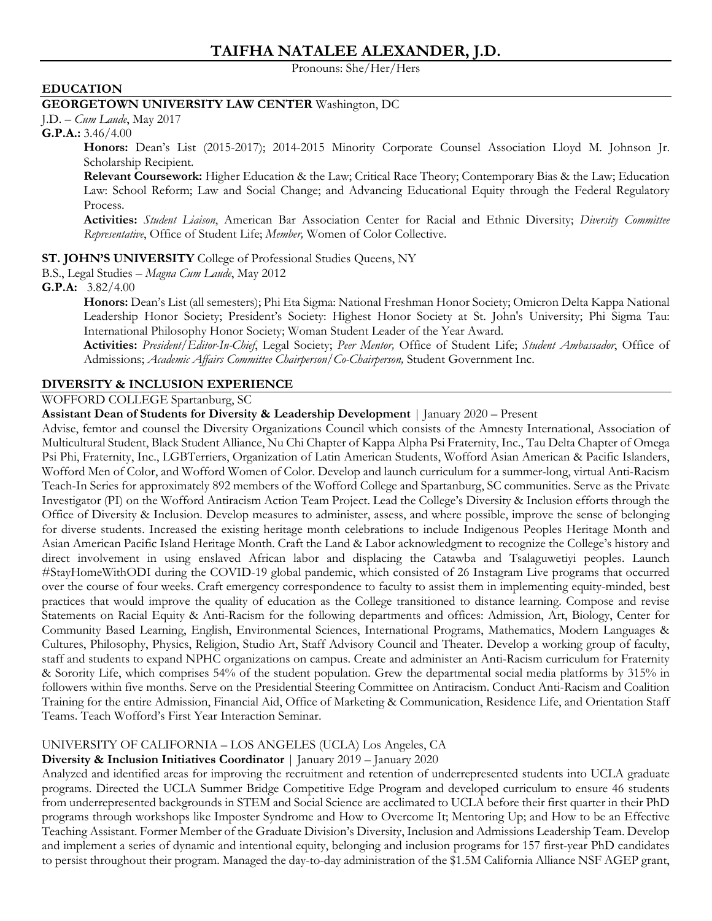# TAIFHA NATALEE ALEXANDER, J.D.

Pronouns: She/Her/Hers

## EDUCATION

**GEORGETOWN UNIVERSITY LAW CENTER** Washington, DC

J.D. – *Cum Laude*, May 2017

**G.P.A.:** 3.46/4.00

> **Honors:** Dean's List (2015-2017); 2014-2015 Minority Corporate Counsel Association Lloyd M. Johnson Jr. Scholarship Recipient.
>
> **Relevant Coursework:** Higher Education & the Law; Critical Race Theory; Contemporary Bias & the Law; Education Law: School Reform; Law and Social Change; and Advancing Educational Equity through the Federal Regulatory Process.
>
> **Activities:** *Student Liaison*, American Bar Association Center for Racial and Ethnic Diversity; *Diversity Committee Representative*, Office of Student Life; *Member,* Women of Color Collective.

**ST. JOHN'S UNIVERSITY** College of Professional Studies Queens, NY

B.S., Legal Studies – *Magna Cum Laude*, May 2012

**G.P.A:** 3.82/4.00

> **Honors:** Dean's List (all semesters); Phi Eta Sigma: National Freshman Honor Society; Omicron Delta Kappa National Leadership Honor Society; President's Society: Highest Honor Society at St. John's University; Phi Sigma Tau: International Philosophy Honor Society; Woman Student Leader of the Year Award.
>
> **Activities:** *President/Editor-In-Chief*, Legal Society; *Peer Mentor,* Office of Student Life; *Student Ambassador*, Office of Admissions; *Academic Affairs Committee Chairperson/Co-Chairperson,* Student Government Inc.

## DIVERSITY & INCLUSION EXPERIENCE

WOFFORD COLLEGE Spartanburg, SC

**Assistant Dean of Students for Diversity & Leadership Development** | January 2020 – Present

Advise, femtor and counsel the Diversity Organizations Council which consists of the Amnesty International, Association of Multicultural Student, Black Student Alliance, Nu Chi Chapter of Kappa Alpha Psi Fraternity, Inc., Tau Delta Chapter of Omega Psi Phi, Fraternity, Inc., LGBTerriers, Organization of Latin American Students, Wofford Asian American & Pacific Islanders, Wofford Men of Color, and Wofford Women of Color. Develop and launch curriculum for a summer-long, virtual Anti-Racism Teach-In Series for approximately 892 members of the Wofford College and Spartanburg, SC communities. Serve as the Private Investigator (PI) on the Wofford Antiracism Action Team Project. Lead the College's Diversity & Inclusion efforts through the Office of Diversity & Inclusion. Develop measures to administer, assess, and where possible, improve the sense of belonging for diverse students. Increased the existing heritage month celebrations to include Indigenous Peoples Heritage Month and Asian American Pacific Island Heritage Month. Craft the Land & Labor acknowledgment to recognize the College's history and direct involvement in using enslaved African labor and displacing the Catawba and Tsalaguwetiyi peoples. Launch #StayHomeWithODI during the COVID-19 global pandemic, which consisted of 26 Instagram Live programs that occurred over the course of four weeks. Craft emergency correspondence to faculty to assist them in implementing equity-minded, best practices that would improve the quality of education as the College transitioned to distance learning. Compose and revise Statements on Racial Equity & Anti-Racism for the following departments and offices: Admission, Art, Biology, Center for Community Based Learning, English, Environmental Sciences, International Programs, Mathematics, Modern Languages & Cultures, Philosophy, Physics, Religion, Studio Art, Staff Advisory Council and Theater. Develop a working group of faculty, staff and students to expand NPHC organizations on campus. Create and administer an Anti-Racism curriculum for Fraternity & Sorority Life, which comprises 54% of the student population. Grew the departmental social media platforms by 315% in followers within five months. Serve on the Presidential Steering Committee on Antiracism. Conduct Anti-Racism and Coalition Training for the entire Admission, Financial Aid, Office of Marketing & Communication, Residence Life, and Orientation Staff Teams. Teach Wofford's First Year Interaction Seminar.

UNIVERSITY OF CALIFORNIA – LOS ANGELES (UCLA) Los Angeles, CA

**Diversity & Inclusion Initiatives Coordinator** | January 2019 – January 2020

Analyzed and identified areas for improving the recruitment and retention of underrepresented students into UCLA graduate programs. Directed the UCLA Summer Bridge Competitive Edge Program and developed curriculum to ensure 46 students from underrepresented backgrounds in STEM and Social Science are acclimated to UCLA before their first quarter in their PhD programs through workshops like Imposter Syndrome and How to Overcome It; Mentoring Up; and How to be an Effective Teaching Assistant. Former Member of the Graduate Division's Diversity, Inclusion and Admissions Leadership Team. Develop and implement a series of dynamic and intentional equity, belonging and inclusion programs for 157 first-year PhD candidates to persist throughout their program. Managed the day-to-day administration of the $1.5M California Alliance NSF AGEP grant,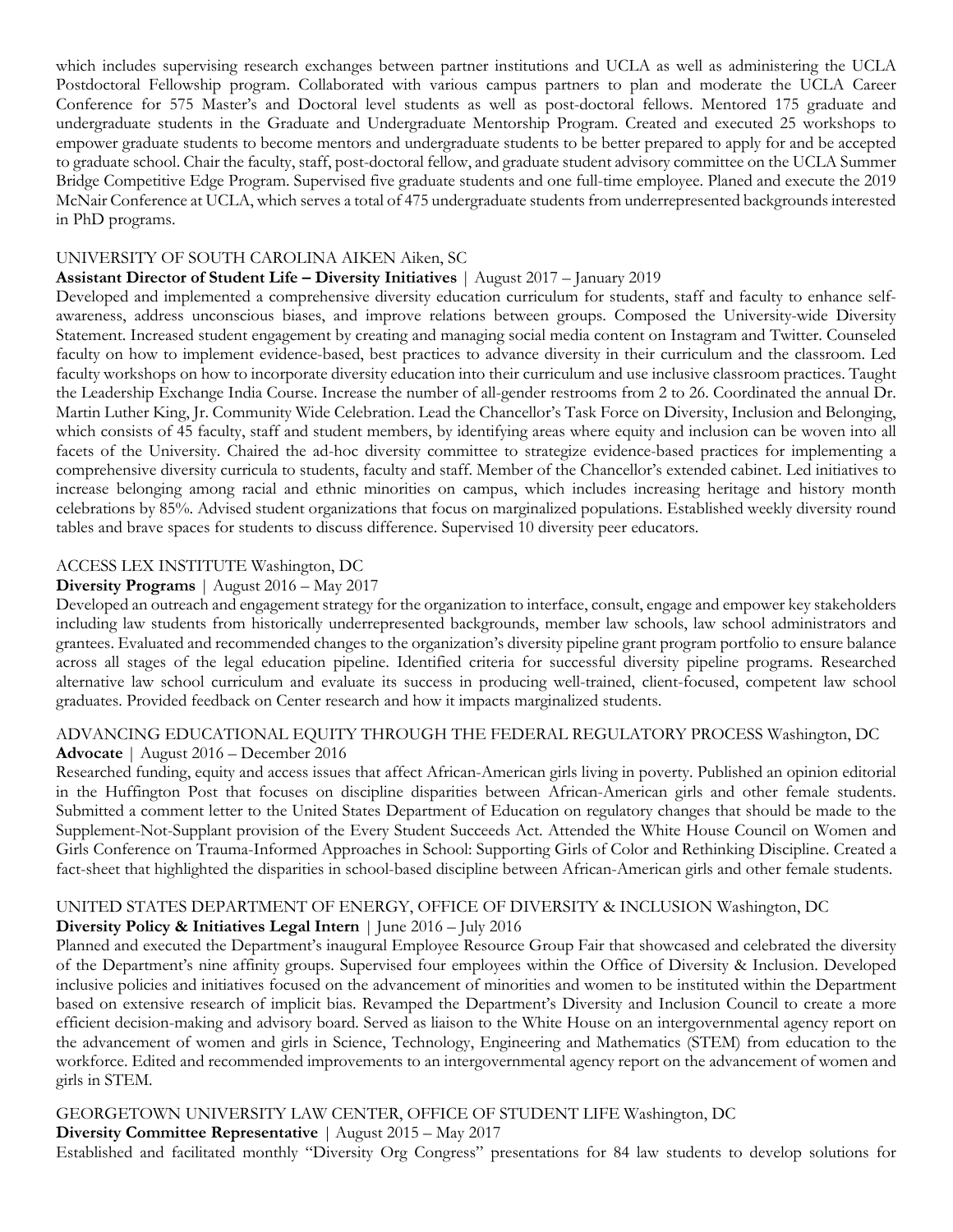which includes supervising research exchanges between partner institutions and UCLA as well as administering the UCLA Postdoctoral Fellowship program. Collaborated with various campus partners to plan and moderate the UCLA Career Conference for 575 Master's and Doctoral level students as well as post-doctoral fellows. Mentored 175 graduate and undergraduate students in the Graduate and Undergraduate Mentorship Program. Created and executed 25 workshops to empower graduate students to become mentors and undergraduate students to be better prepared to apply for and be accepted to graduate school. Chair the faculty, staff, post-doctoral fellow, and graduate student advisory committee on the UCLA Summer Bridge Competitive Edge Program. Supervised five graduate students and one full-time employee. Planed and execute the 2019 McNair Conference at UCLA, which serves a total of 475 undergraduate students from underrepresented backgrounds interested in PhD programs.

UNIVERSITY OF SOUTH CAROLINA AIKEN Aiken, SC
**Assistant Director of Student Life – Diversity Initiatives** | August 2017 – January 2019
Developed and implemented a comprehensive diversity education curriculum for students, staff and faculty to enhance self-awareness, address unconscious biases, and improve relations between groups. Composed the University-wide Diversity Statement. Increased student engagement by creating and managing social media content on Instagram and Twitter. Counseled faculty on how to implement evidence-based, best practices to advance diversity in their curriculum and the classroom. Led faculty workshops on how to incorporate diversity education into their curriculum and use inclusive classroom practices. Taught the Leadership Exchange India Course. Increase the number of all-gender restrooms from 2 to 26. Coordinated the annual Dr. Martin Luther King, Jr. Community Wide Celebration. Lead the Chancellor's Task Force on Diversity, Inclusion and Belonging, which consists of 45 faculty, staff and student members, by identifying areas where equity and inclusion can be woven into all facets of the University. Chaired the ad-hoc diversity committee to strategize evidence-based practices for implementing a comprehensive diversity curricula to students, faculty and staff. Member of the Chancellor's extended cabinet. Led initiatives to increase belonging among racial and ethnic minorities on campus, which includes increasing heritage and history month celebrations by 85%. Advised student organizations that focus on marginalized populations. Established weekly diversity round tables and brave spaces for students to discuss difference. Supervised 10 diversity peer educators.

ACCESS LEX INSTITUTE Washington, DC
**Diversity Programs** | August 2016 – May 2017
Developed an outreach and engagement strategy for the organization to interface, consult, engage and empower key stakeholders including law students from historically underrepresented backgrounds, member law schools, law school administrators and grantees. Evaluated and recommended changes to the organization's diversity pipeline grant program portfolio to ensure balance across all stages of the legal education pipeline. Identified criteria for successful diversity pipeline programs. Researched alternative law school curriculum and evaluate its success in producing well-trained, client-focused, competent law school graduates. Provided feedback on Center research and how it impacts marginalized students.

ADVANCING EDUCATIONAL EQUITY THROUGH THE FEDERAL REGULATORY PROCESS Washington, DC
**Advocate** | August 2016 – December 2016
Researched funding, equity and access issues that affect African-American girls living in poverty. Published an opinion editorial in the Huffington Post that focuses on discipline disparities between African-American girls and other female students. Submitted a comment letter to the United States Department of Education on regulatory changes that should be made to the Supplement-Not-Supplant provision of the Every Student Succeeds Act. Attended the White House Council on Women and Girls Conference on Trauma-Informed Approaches in School: Supporting Girls of Color and Rethinking Discipline. Created a fact-sheet that highlighted the disparities in school-based discipline between African-American girls and other female students.

UNITED STATES DEPARTMENT OF ENERGY, OFFICE OF DIVERSITY & INCLUSION Washington, DC
**Diversity Policy & Initiatives Legal Intern** | June 2016 – July 2016
Planned and executed the Department's inaugural Employee Resource Group Fair that showcased and celebrated the diversity of the Department's nine affinity groups. Supervised four employees within the Office of Diversity & Inclusion. Developed inclusive policies and initiatives focused on the advancement of minorities and women to be instituted within the Department based on extensive research of implicit bias. Revamped the Department's Diversity and Inclusion Council to create a more efficient decision-making and advisory board. Served as liaison to the White House on an intergovernmental agency report on the advancement of women and girls in Science, Technology, Engineering and Mathematics (STEM) from education to the workforce. Edited and recommended improvements to an intergovernmental agency report on the advancement of women and girls in STEM.

GEORGETOWN UNIVERSITY LAW CENTER, OFFICE OF STUDENT LIFE Washington, DC
**Diversity Committee Representative** | August 2015 – May 2017
Established and facilitated monthly "Diversity Org Congress" presentations for 84 law students to develop solutions for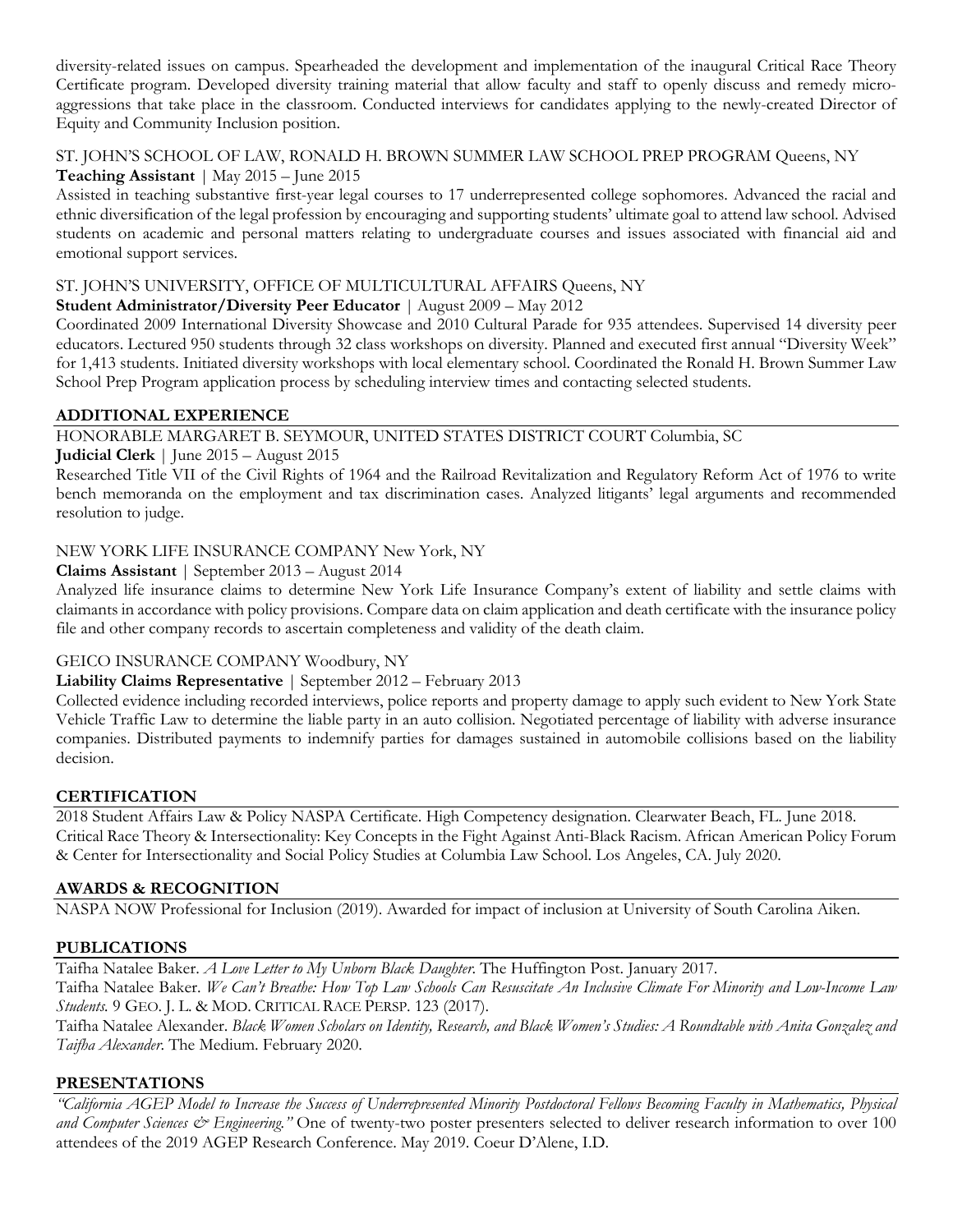diversity-related issues on campus. Spearheaded the development and implementation of the inaugural Critical Race Theory Certificate program. Developed diversity training material that allow faculty and staff to openly discuss and remedy micro-aggressions that take place in the classroom. Conducted interviews for candidates applying to the newly-created Director of Equity and Community Inclusion position.

ST. JOHN'S SCHOOL OF LAW, RONALD H. BROWN SUMMER LAW SCHOOL PREP PROGRAM Queens, NY
**Teaching Assistant** | May 2015 – June 2015
Assisted in teaching substantive first-year legal courses to 17 underrepresented college sophomores. Advanced the racial and ethnic diversification of the legal profession by encouraging and supporting students' ultimate goal to attend law school. Advised students on academic and personal matters relating to undergraduate courses and issues associated with financial aid and emotional support services.

ST. JOHN'S UNIVERSITY, OFFICE OF MULTICULTURAL AFFAIRS Queens, NY
**Student Administrator/Diversity Peer Educator** | August 2009 – May 2012
Coordinated 2009 International Diversity Showcase and 2010 Cultural Parade for 935 attendees. Supervised 14 diversity peer educators. Lectured 950 students through 32 class workshops on diversity. Planned and executed first annual "Diversity Week" for 1,413 students. Initiated diversity workshops with local elementary school. Coordinated the Ronald H. Brown Summer Law School Prep Program application process by scheduling interview times and contacting selected students.

## ADDITIONAL EXPERIENCE

HONORABLE MARGARET B. SEYMOUR, UNITED STATES DISTRICT COURT Columbia, SC
**Judicial Clerk** | June 2015 – August 2015
Researched Title VII of the Civil Rights of 1964 and the Railroad Revitalization and Regulatory Reform Act of 1976 to write bench memoranda on the employment and tax discrimination cases. Analyzed litigants' legal arguments and recommended resolution to judge.

NEW YORK LIFE INSURANCE COMPANY New York, NY
**Claims Assistant** | September 2013 – August 2014
Analyzed life insurance claims to determine New York Life Insurance Company's extent of liability and settle claims with claimants in accordance with policy provisions. Compare data on claim application and death certificate with the insurance policy file and other company records to ascertain completeness and validity of the death claim.

GEICO INSURANCE COMPANY Woodbury, NY
**Liability Claims Representative** | September 2012 – February 2013
Collected evidence including recorded interviews, police reports and property damage to apply such evident to New York State Vehicle Traffic Law to determine the liable party in an auto collision. Negotiated percentage of liability with adverse insurance companies. Distributed payments to indemnify parties for damages sustained in automobile collisions based on the liability decision.

## CERTIFICATION

2018 Student Affairs Law & Policy NASPA Certificate. High Competency designation. Clearwater Beach, FL. June 2018.
Critical Race Theory & Intersectionality: Key Concepts in the Fight Against Anti-Black Racism. African American Policy Forum & Center for Intersectionality and Social Policy Studies at Columbia Law School. Los Angeles, CA. July 2020.

## AWARDS & RECOGNITION

NASPA NOW Professional for Inclusion (2019). Awarded for impact of inclusion at University of South Carolina Aiken.

## PUBLICATIONS

Taifha Natalee Baker. *A Love Letter to My Unborn Black Daughter*. The Huffington Post. January 2017.
Taifha Natalee Baker. *We Can't Breathe: How Top Law Schools Can Resuscitate An Inclusive Climate For Minority and Low-Income Law Students.* 9 GEO. J. L. & MOD. CRITICAL RACE PERSP. 123 (2017).
Taifha Natalee Alexander. *Black Women Scholars on Identity, Research, and Black Women's Studies: A Roundtable with Anita Gonzalez and Taifha Alexander*. The Medium. February 2020.

## PRESENTATIONS

*"California AGEP Model to Increase the Success of Underrepresented Minority Postdoctoral Fellows Becoming Faculty in Mathematics, Physical and Computer Sciences & Engineering."* One of twenty-two poster presenters selected to deliver research information to over 100 attendees of the 2019 AGEP Research Conference. May 2019. Coeur D'Alene, I.D.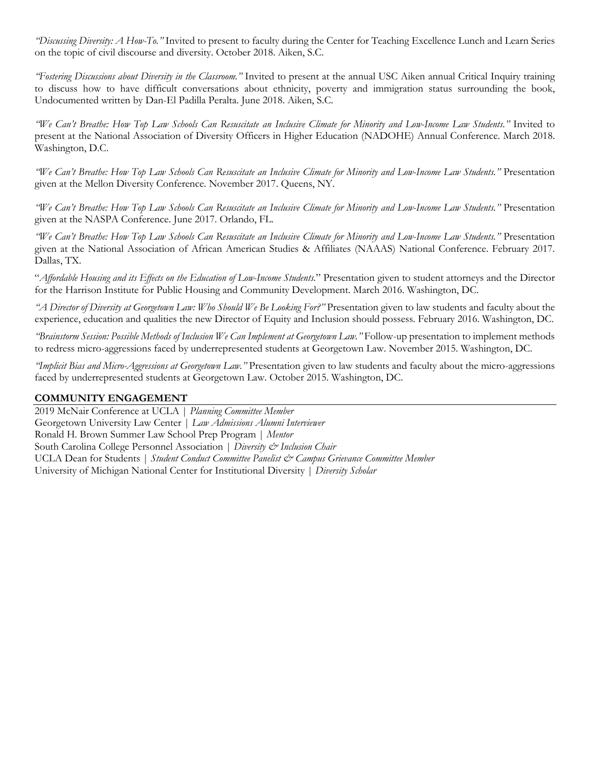*"Discussing Diversity: A How-To."* Invited to present to faculty during the Center for Teaching Excellence Lunch and Learn Series on the topic of civil discourse and diversity. October 2018. Aiken, S.C.

*"Fostering Discussions about Diversity in the Classroom."* Invited to present at the annual USC Aiken annual Critical Inquiry training to discuss how to have difficult conversations about ethnicity, poverty and immigration status surrounding the book, Undocumented written by Dan-El Padilla Peralta. June 2018. Aiken, S.C.

*"We Can't Breathe: How Top Law Schools Can Resuscitate an Inclusive Climate for Minority and Low-Income Law Students."* Invited to present at the National Association of Diversity Officers in Higher Education (NADOHE) Annual Conference. March 2018. Washington, D.C.

*"We Can't Breathe: How Top Law Schools Can Resuscitate an Inclusive Climate for Minority and Low-Income Law Students."* Presentation given at the Mellon Diversity Conference. November 2017. Queens, NY.

*"We Can't Breathe: How Top Law Schools Can Resuscitate an Inclusive Climate for Minority and Low-Income Law Students."* Presentation given at the NASPA Conference. June 2017. Orlando, FL.

*"We Can't Breathe: How Top Law Schools Can Resuscitate an Inclusive Climate for Minority and Low-Income Law Students."* Presentation given at the National Association of African American Studies & Affiliates (NAAAS) National Conference. February 2017. Dallas, TX.

"*Affordable Housing and its Effects on the Education of Low-Income Students.*" Presentation given to student attorneys and the Director for the Harrison Institute for Public Housing and Community Development. March 2016. Washington, DC.

*"A Director of Diversity at Georgetown Law: Who Should We Be Looking For?"* Presentation given to law students and faculty about the experience, education and qualities the new Director of Equity and Inclusion should possess. February 2016. Washington, DC.

*"Brainstorm Session: Possible Methods of Inclusion We Can Implement at Georgetown Law."* Follow-up presentation to implement methods to redress micro-aggressions faced by underrepresented students at Georgetown Law. November 2015. Washington, DC.

*"Implicit Bias and Micro-Aggressions at Georgetown Law."* Presentation given to law students and faculty about the micro-aggressions faced by underrepresented students at Georgetown Law. October 2015. Washington, DC.

## COMMUNITY ENGAGEMENT

2019 McNair Conference at UCLA | *Planning Committee Member*
Georgetown University Law Center | *Law Admissions Alumni Interviewer*
Ronald H. Brown Summer Law School Prep Program | *Mentor*
South Carolina College Personnel Association | *Diversity & Inclusion Chair*
UCLA Dean for Students | *Student Conduct Committee Panelist & Campus Grievance Committee Member*
University of Michigan National Center for Institutional Diversity | *Diversity Scholar*